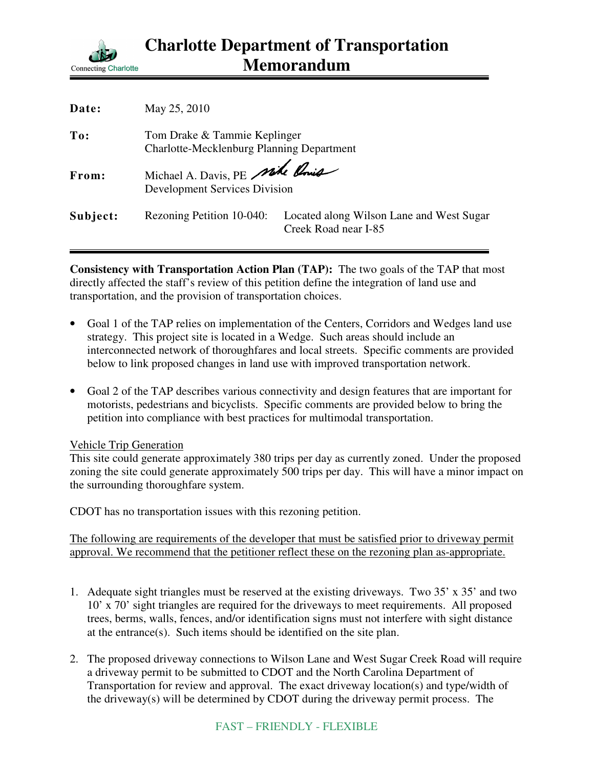# Charlotte Department of Transportation Memorandum

Connecting Charlotte

| | |
|---|---|
| **Date:** | May 25, 2010 |
| **To:** | Tom Drake & Tammie Keplinger<br>Charlotte-Mecklenburg Planning Department |
| **From:** | Michael A. Davis, PE<br>Development Services Division |
| **Subject:** | Rezoning Petition 10-040: Located along Wilson Lane and West Sugar Creek Road near I-85 |

**Consistency with Transportation Action Plan (TAP):** The two goals of the TAP that most directly affected the staff's review of this petition define the integration of land use and transportation, and the provision of transportation choices.

- Goal 1 of the TAP relies on implementation of the Centers, Corridors and Wedges land use strategy. This project site is located in a Wedge. Such areas should include an interconnected network of thoroughfares and local streets. Specific comments are provided below to link proposed changes in land use with improved transportation network.

- Goal 2 of the TAP describes various connectivity and design features that are important for motorists, pedestrians and bicyclists. Specific comments are provided below to bring the petition into compliance with best practices for multimodal transportation.

<u>Vehicle Trip Generation</u>
This site could generate approximately 380 trips per day as currently zoned. Under the proposed zoning the site could generate approximately 500 trips per day. This will have a minor impact on the surrounding thoroughfare system.

CDOT has no transportation issues with this rezoning petition.

<u>The following are requirements of the developer that must be satisfied prior to driveway permit approval. We recommend that the petitioner reflect these on the rezoning plan as-appropriate.</u>

1. Adequate sight triangles must be reserved at the existing driveways. Two 35' x 35' and two 10' x 70' sight triangles are required for the driveways to meet requirements. All proposed trees, berms, walls, fences, and/or identification signs must not interfere with sight distance at the entrance(s). Such items should be identified on the site plan.

2. The proposed driveway connections to Wilson Lane and West Sugar Creek Road will require a driveway permit to be submitted to CDOT and the North Carolina Department of Transportation for review and approval. The exact driveway location(s) and type/width of the driveway(s) will be determined by CDOT during the driveway permit process. The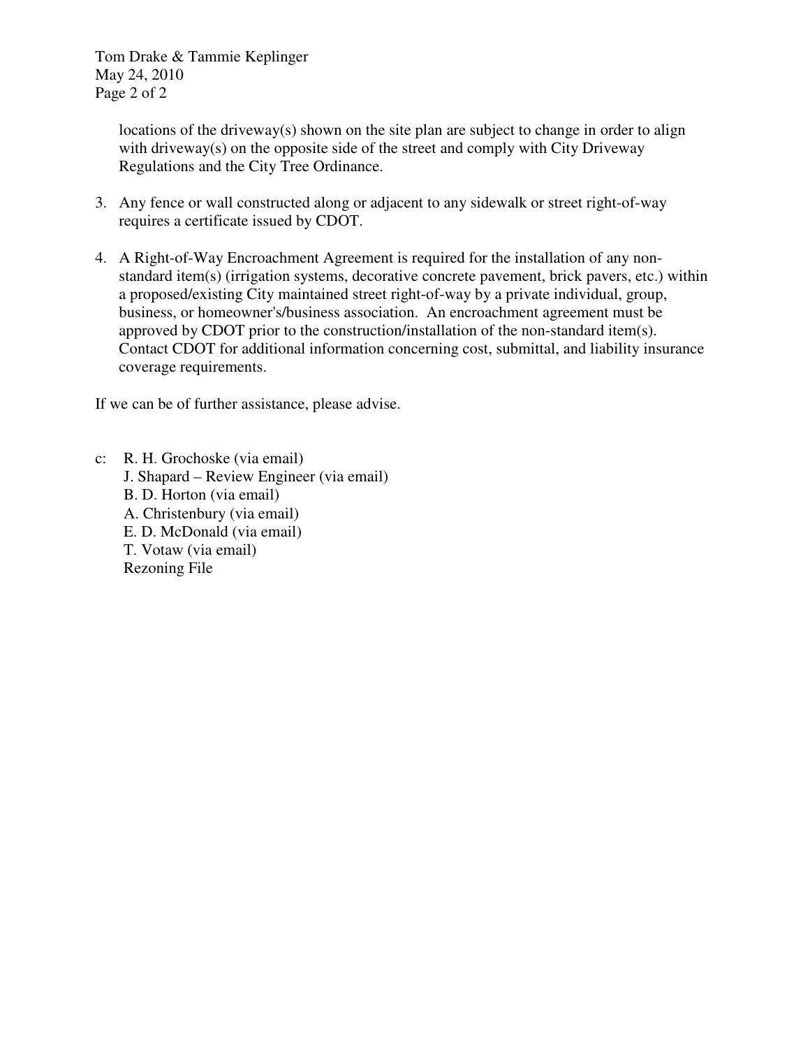locations of the driveway(s) shown on the site plan are subject to change in order to align with driveway(s) on the opposite side of the street and comply with City Driveway Regulations and the City Tree Ordinance.

3. Any fence or wall constructed along or adjacent to any sidewalk or street right-of-way requires a certificate issued by CDOT.

4. A Right-of-Way Encroachment Agreement is required for the installation of any non-standard item(s) (irrigation systems, decorative concrete pavement, brick pavers, etc.) within a proposed/existing City maintained street right-of-way by a private individual, group, business, or homeowner's/business association. An encroachment agreement must be approved by CDOT prior to the construction/installation of the non-standard item(s). Contact CDOT for additional information concerning cost, submittal, and liability insurance coverage requirements.

If we can be of further assistance, please advise.

c: R. H. Grochoske (via email)
J. Shapard – Review Engineer (via email)
B. D. Horton (via email)
A. Christenbury (via email)
E. D. McDonald (via email)
T. Votaw (via email)
Rezoning File